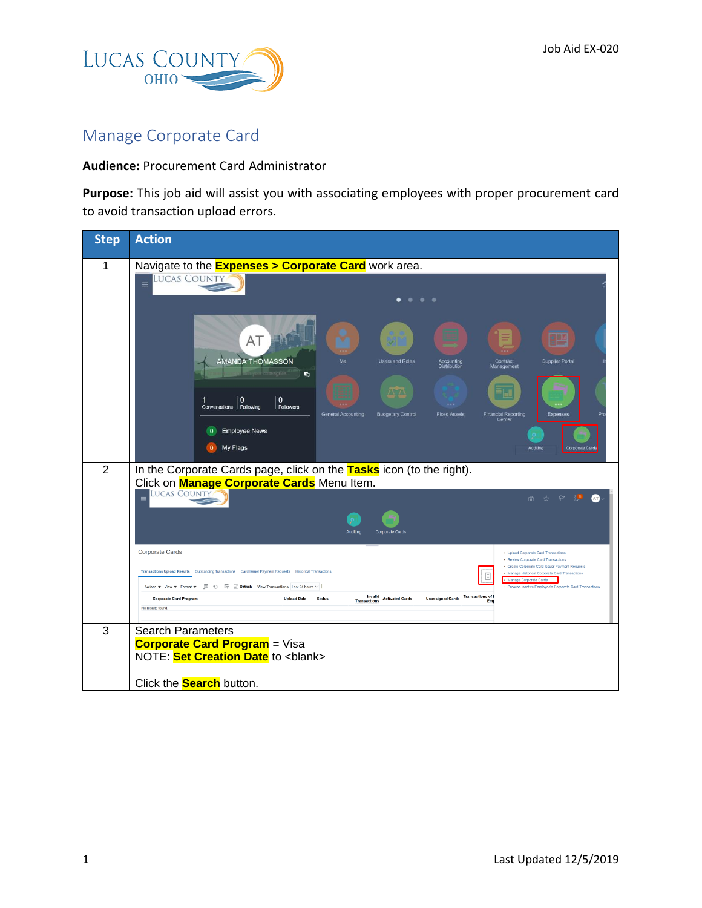Job Aid EX-020

# Manage Corporate Card

**Audience:** Procurement Card Administrator

**Purpose:** This job aid will assist you with associating employees with proper procurement card to avoid transaction upload errors.

| Step | Action |
| --- | --- |
| 1 | Navigate to the **Expenses > Corporate Card** work area. |
| 2 | In the Corporate Cards page, click on the **Tasks** icon (to the right). Click on **Manage Corporate Cards** Menu Item. |
| 3 | Search Parameters<br>**Corporate Card Program** = Visa<br>NOTE: **Set Creation Date** to <blank><br><br>Click the **Search** button. |

Last Updated 12/5/2019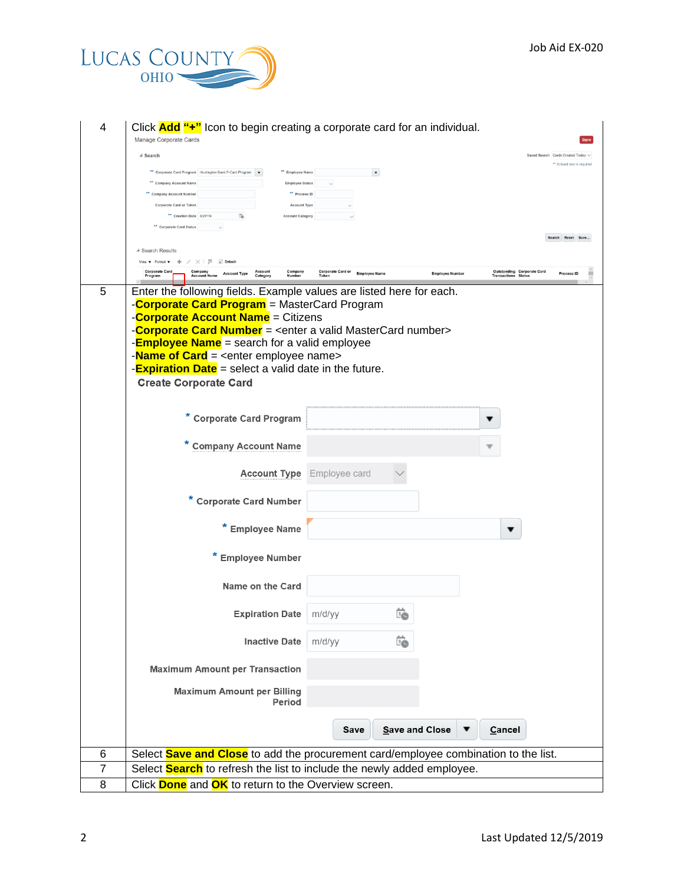| | |
|---|---|
| 4 | Click **Add** **"+"** Icon to begin creating a corporate card for an individual. |
| 5 | Enter the following fields. Example values are listed here for each.<br>-**Corporate Card Program** = MasterCard Program<br>-**Corporate Account Name** = Citizens<br>-**Corporate Card Number** = <enter a valid MasterCard number><br>-**Employee Name** = search for a valid employee<br>-**Name of Card** = <enter employee name><br>-**Expiration Date** = select a valid date in the future. |
| 6 | Select **Save and Close** to add the procurement card/employee combination to the list. |
| 7 | Select **Search** to refresh the list to include the newly added employee. |
| 8 | Click **Done** and **OK** to return to the Overview screen. |